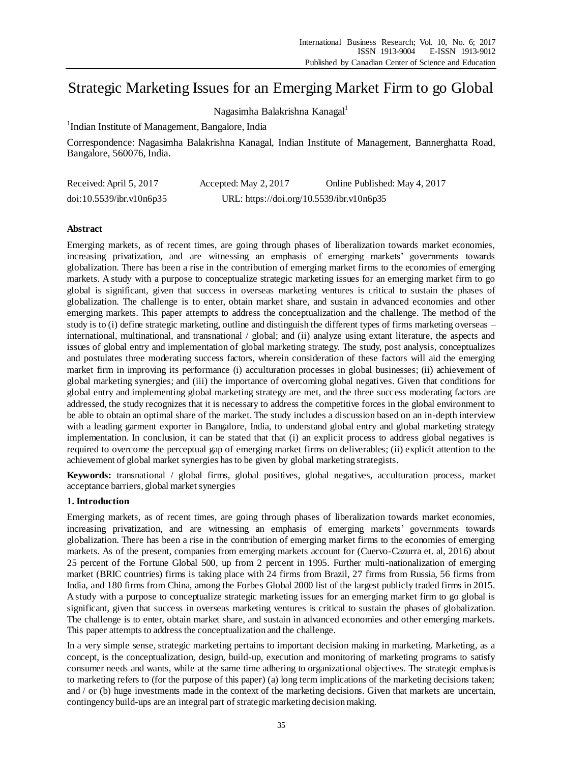# Strategic Marketing Issues for an Emerging Market Firm to go Global

Nagasimha Balakrishna Kanagal[1]

[1]Indian Institute of Management, Bangalore, India

Correspondence: Nagasimha Balakrishna Kanagal, Indian Institute of Management, Bannerghatta Road, Bangalore, 560076, India.

Received: April 5, 2017 Accepted: May 2, 2017 Online Published: May 4, 2017

doi:10.5539/ibr.v10n6p35 URL: https://doi.org/10.5539/ibr.v10n6p35

## Abstract

Emerging markets, as of recent times, are going through phases of liberalization towards market economies, increasing privatization, and are witnessing an emphasis of emerging markets' governments towards globalization. There has been a rise in the contribution of emerging market firms to the economies of emerging markets. A study with a purpose to conceptualize strategic marketing issues for an emerging market firm to go global is significant, given that success in overseas marketing ventures is critical to sustain the phases of globalization. The challenge is to enter, obtain market share, and sustain in advanced economies and other emerging markets. This paper attempts to address the conceptualization and the challenge. The method of the study is to (i) define strategic marketing, outline and distinguish the different types of firms marketing overseas – international, multinational, and transnational / global; and (ii) analyze using extant literature, the aspects and issues of global entry and implementation of global marketing strategy. The study, post analysis, conceptualizes and postulates three moderating success factors, wherein consideration of these factors will aid the emerging market firm in improving its performance (i) acculturation processes in global businesses; (ii) achievement of global marketing synergies; and (iii) the importance of overcoming global negatives. Given that conditions for global entry and implementing global marketing strategy are met, and the three success moderating factors are addressed, the study recognizes that it is necessary to address the competitive forces in the global environment to be able to obtain an optimal share of the market. The study includes a discussion based on an in-depth interview with a leading garment exporter in Bangalore, India, to understand global entry and global marketing strategy implementation. In conclusion, it can be stated that that (i) an explicit process to address global negatives is required to overcome the perceptual gap of emerging market firms on deliverables; (ii) explicit attention to the achievement of global market synergies has to be given by global marketing strategists.

**Keywords:** transnational / global firms, global positives, global negatives, acculturation process, market acceptance barriers, global market synergies

## 1. Introduction

Emerging markets, as of recent times, are going through phases of liberalization towards market economies, increasing privatization, and are witnessing an emphasis of emerging markets' governments towards globalization. There has been a rise in the contribution of emerging market firms to the economies of emerging markets. As of the present, companies from emerging markets account for (Cuervo-Cazurra et. al, 2016) about 25 percent of the Fortune Global 500, up from 2 percent in 1995. Further multi-nationalization of emerging market (BRIC countries) firms is taking place with 24 firms from Brazil, 27 firms from Russia, 56 firms from India, and 180 firms from China, among the Forbes Global 2000 list of the largest publicly traded firms in 2015. A study with a purpose to conceptualize strategic marketing issues for an emerging market firm to go global is significant, given that success in overseas marketing ventures is critical to sustain the phases of globalization. The challenge is to enter, obtain market share, and sustain in advanced economies and other emerging markets. This paper attempts to address the conceptualization and the challenge.

In a very simple sense, strategic marketing pertains to important decision making in marketing. Marketing, as a concept, is the conceptualization, design, build-up, execution and monitoring of marketing programs to satisfy consumer needs and wants, while at the same time adhering to organizational objectives. The strategic emphasis to marketing refers to (for the purpose of this paper) (a) long term implications of the marketing decisions taken; and / or (b) huge investments made in the context of the marketing decisions. Given that markets are uncertain, contingency build-ups are an integral part of strategic marketing decision making.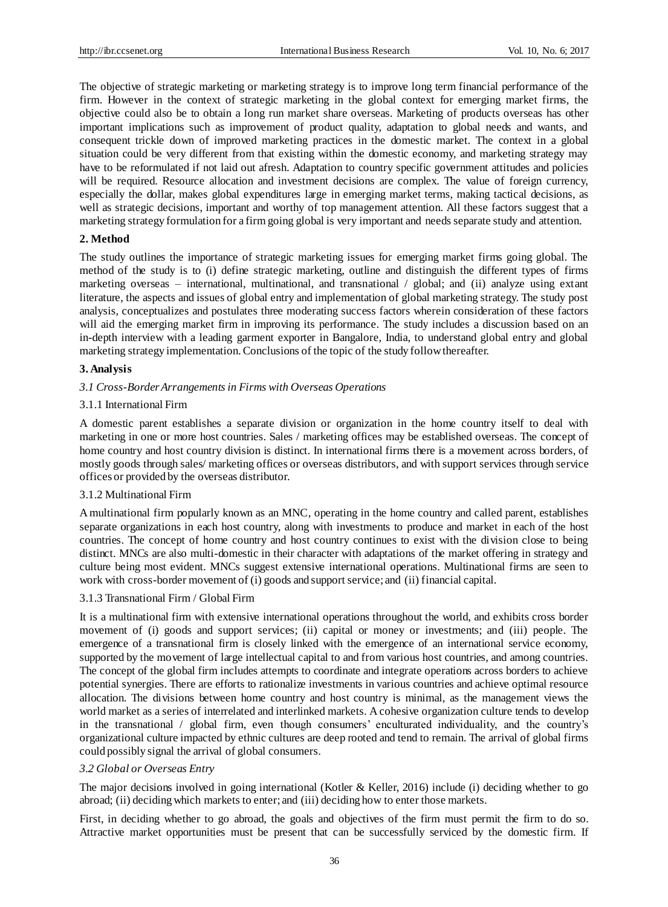The objective of strategic marketing or marketing strategy is to improve long term financial performance of the firm. However in the context of strategic marketing in the global context for emerging market firms, the objective could also be to obtain a long run market share overseas. Marketing of products overseas has other important implications such as improvement of product quality, adaptation to global needs and wants, and consequent trickle down of improved marketing practices in the domestic market. The context in a global situation could be very different from that existing within the domestic economy, and marketing strategy may have to be reformulated if not laid out afresh. Adaptation to country specific government attitudes and policies will be required. Resource allocation and investment decisions are complex. The value of foreign currency, especially the dollar, makes global expenditures large in emerging market terms, making tactical decisions, as well as strategic decisions, important and worthy of top management attention. All these factors suggest that a marketing strategy formulation for a firm going global is very important and needs separate study and attention.

## 2. Method

The study outlines the importance of strategic marketing issues for emerging market firms going global. The method of the study is to (i) define strategic marketing, outline and distinguish the different types of firms marketing overseas – international, multinational, and transnational / global; and (ii) analyze using extant literature, the aspects and issues of global entry and implementation of global marketing strategy. The study post analysis, conceptualizes and postulates three moderating success factors wherein consideration of these factors will aid the emerging market firm in improving its performance. The study includes a discussion based on an in-depth interview with a leading garment exporter in Bangalore, India, to understand global entry and global marketing strategy implementation. Conclusions of the topic of the study follow thereafter.

## 3. Analysis

### *3.1 Cross-Border Arrangements in Firms with Overseas Operations*

#### 3.1.1 International Firm

A domestic parent establishes a separate division or organization in the home country itself to deal with marketing in one or more host countries. Sales / marketing offices may be established overseas. The concept of home country and host country division is distinct. In international firms there is a movement across borders, of mostly goods through sales/ marketing offices or overseas distributors, and with support services through service offices or provided by the overseas distributor.

#### 3.1.2 Multinational Firm

A multinational firm popularly known as an MNC, operating in the home country and called parent, establishes separate organizations in each host country, along with investments to produce and market in each of the host countries. The concept of home country and host country continues to exist with the division close to being distinct. MNCs are also multi-domestic in their character with adaptations of the market offering in strategy and culture being most evident. MNCs suggest extensive international operations. Multinational firms are seen to work with cross-border movement of (i) goods and support service; and (ii) financial capital.

#### 3.1.3 Transnational Firm / Global Firm

It is a multinational firm with extensive international operations throughout the world, and exhibits cross border movement of (i) goods and support services; (ii) capital or money or investments; and (iii) people. The emergence of a transnational firm is closely linked with the emergence of an international service economy, supported by the movement of large intellectual capital to and from various host countries, and among countries. The concept of the global firm includes attempts to coordinate and integrate operations across borders to achieve potential synergies. There are efforts to rationalize investments in various countries and achieve optimal resource allocation. The divisions between home country and host country is minimal, as the management views the world market as a series of interrelated and interlinked markets. A cohesive organization culture tends to develop in the transnational / global firm, even though consumers' enculturated individuality, and the country's organizational culture impacted by ethnic cultures are deep rooted and tend to remain. The arrival of global firms could possibly signal the arrival of global consumers.

### *3.2 Global or Overseas Entry*

The major decisions involved in going international (Kotler & Keller, 2016) include (i) deciding whether to go abroad; (ii) deciding which markets to enter; and (iii) deciding how to enter those markets.

First, in deciding whether to go abroad, the goals and objectives of the firm must permit the firm to do so. Attractive market opportunities must be present that can be successfully serviced by the domestic firm. If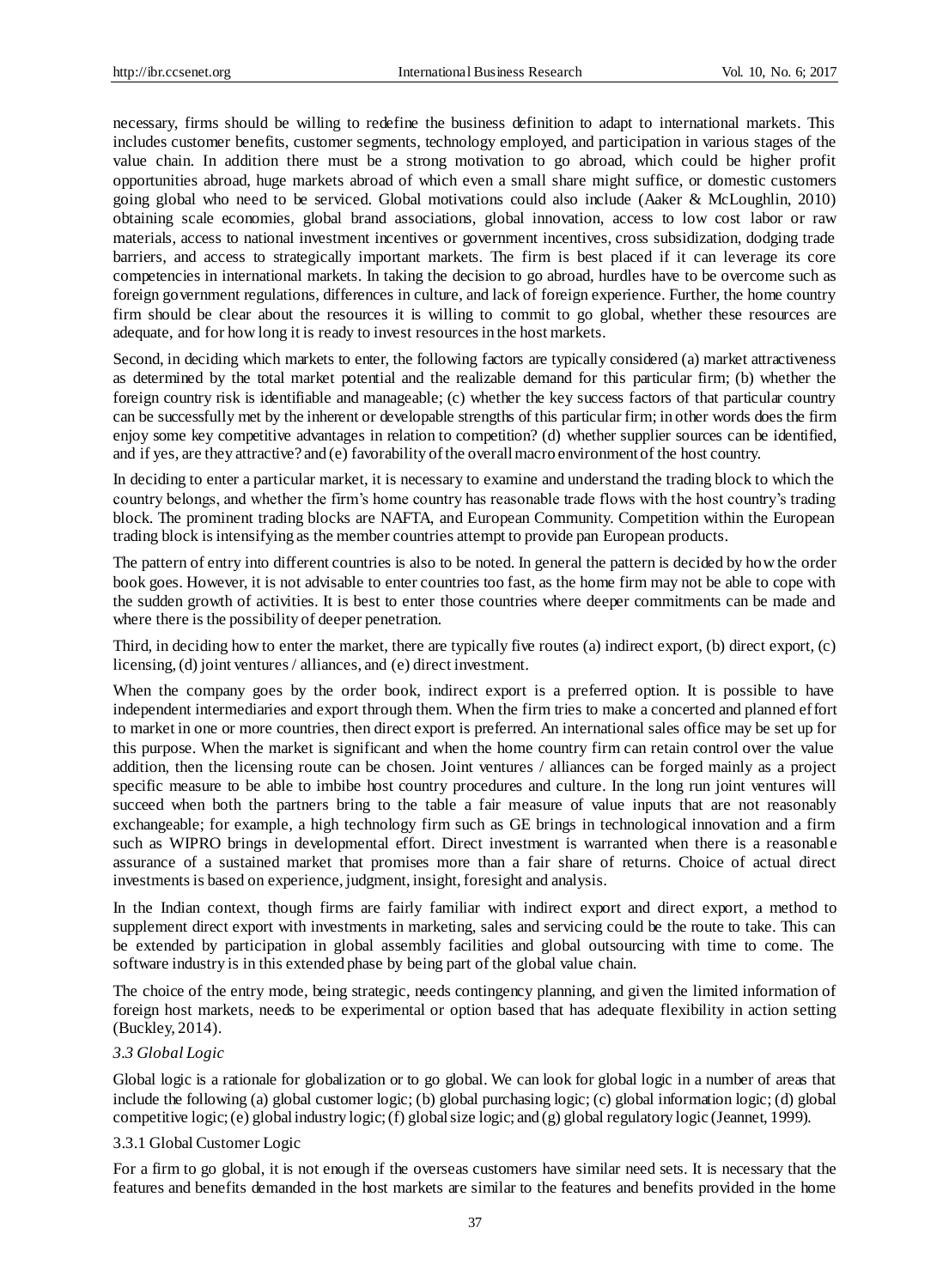necessary, firms should be willing to redefine the business definition to adapt to international markets. This includes customer benefits, customer segments, technology employed, and participation in various stages of the value chain. In addition there must be a strong motivation to go abroad, which could be higher profit opportunities abroad, huge markets abroad of which even a small share might suffice, or domestic customers going global who need to be serviced. Global motivations could also include (Aaker & McLoughlin, 2010) obtaining scale economies, global brand associations, global innovation, access to low cost labor or raw materials, access to national investment incentives or government incentives, cross subsidization, dodging trade barriers, and access to strategically important markets. The firm is best placed if it can leverage its core competencies in international markets. In taking the decision to go abroad, hurdles have to be overcome such as foreign government regulations, differences in culture, and lack of foreign experience. Further, the home country firm should be clear about the resources it is willing to commit to go global, whether these resources are adequate, and for how long it is ready to invest resources in the host markets.

Second, in deciding which markets to enter, the following factors are typically considered (a) market attractiveness as determined by the total market potential and the realizable demand for this particular firm; (b) whether the foreign country risk is identifiable and manageable; (c) whether the key success factors of that particular country can be successfully met by the inherent or developable strengths of this particular firm; in other words does the firm enjoy some key competitive advantages in relation to competition? (d) whether supplier sources can be identified, and if yes, are they attractive? and (e) favorability of the overall macro environment of the host country.

In deciding to enter a particular market, it is necessary to examine and understand the trading block to which the country belongs, and whether the firm's home country has reasonable trade flows with the host country's trading block. The prominent trading blocks are NAFTA, and European Community. Competition within the European trading block is intensifying as the member countries attempt to provide pan European products.

The pattern of entry into different countries is also to be noted. In general the pattern is decided by how the order book goes. However, it is not advisable to enter countries too fast, as the home firm may not be able to cope with the sudden growth of activities. It is best to enter those countries where deeper commitments can be made and where there is the possibility of deeper penetration.

Third, in deciding how to enter the market, there are typically five routes (a) indirect export, (b) direct export, (c) licensing, (d) joint ventures / alliances, and (e) direct investment.

When the company goes by the order book, indirect export is a preferred option. It is possible to have independent intermediaries and export through them. When the firm tries to make a concerted and planned effort to market in one or more countries, then direct export is preferred. An international sales office may be set up for this purpose. When the market is significant and when the home country firm can retain control over the value addition, then the licensing route can be chosen. Joint ventures / alliances can be forged mainly as a project specific measure to be able to imbibe host country procedures and culture. In the long run joint ventures will succeed when both the partners bring to the table a fair measure of value inputs that are not reasonably exchangeable; for example, a high technology firm such as GE brings in technological innovation and a firm such as WIPRO brings in developmental effort. Direct investment is warranted when there is a reasonable assurance of a sustained market that promises more than a fair share of returns. Choice of actual direct investments is based on experience, judgment, insight, foresight and analysis.

In the Indian context, though firms are fairly familiar with indirect export and direct export, a method to supplement direct export with investments in marketing, sales and servicing could be the route to take. This can be extended by participation in global assembly facilities and global outsourcing with time to come. The software industry is in this extended phase by being part of the global value chain.

The choice of the entry mode, being strategic, needs contingency planning, and given the limited information of foreign host markets, needs to be experimental or option based that has adequate flexibility in action setting (Buckley, 2014).

### *3.3 Global Logic*

Global logic is a rationale for globalization or to go global. We can look for global logic in a number of areas that include the following (a) global customer logic; (b) global purchasing logic; (c) global information logic; (d) global competitive logic; (e) global industry logic; (f) global size logic; and (g) global regulatory logic (Jeannet, 1999).

#### 3.3.1 Global Customer Logic

For a firm to go global, it is not enough if the overseas customers have similar need sets. It is necessary that the features and benefits demanded in the host markets are similar to the features and benefits provided in the home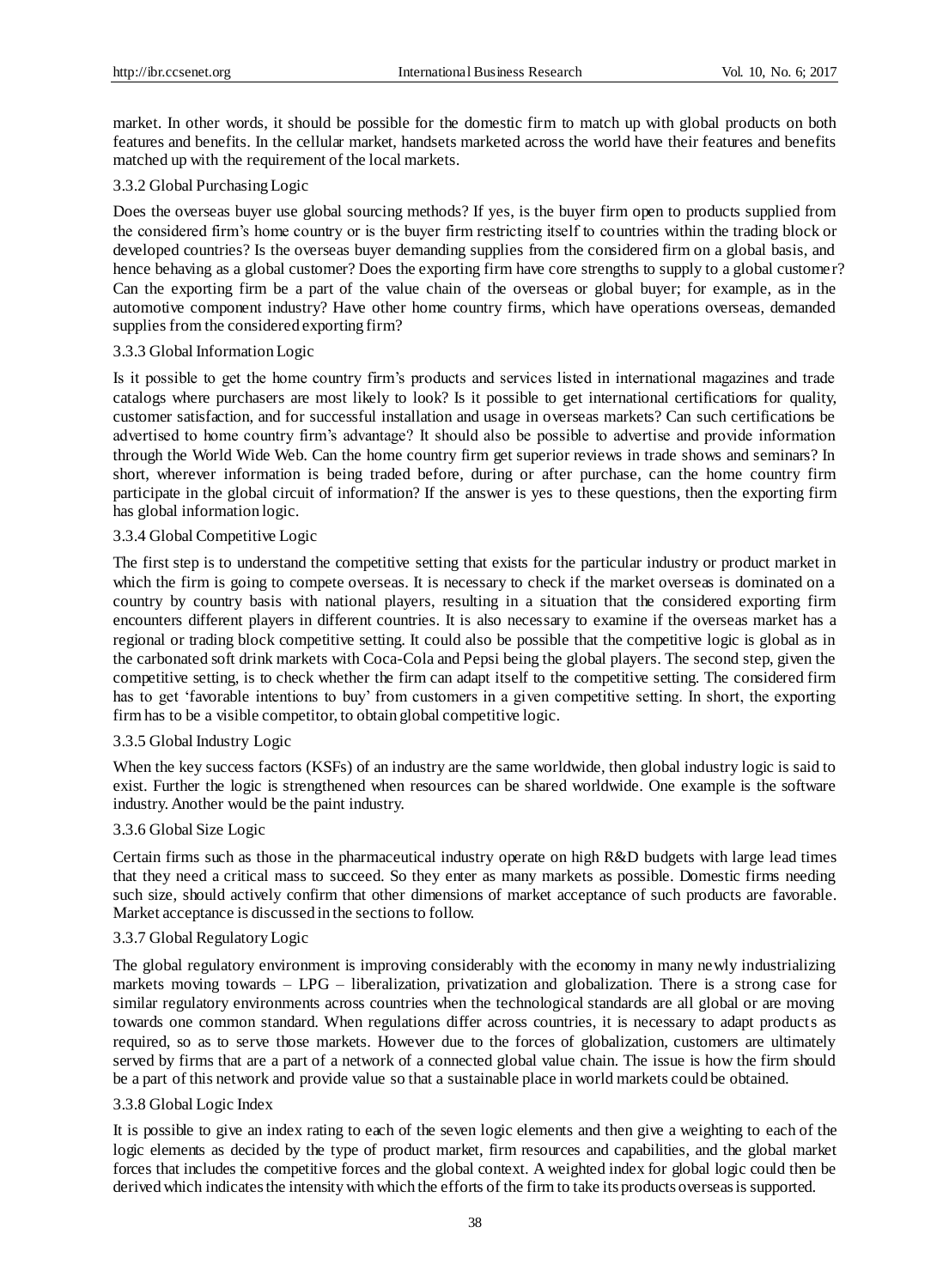market. In other words, it should be possible for the domestic firm to match up with global products on both features and benefits. In the cellular market, handsets marketed across the world have their features and benefits matched up with the requirement of the local markets.

#### 3.3.2 Global Purchasing Logic

Does the overseas buyer use global sourcing methods? If yes, is the buyer firm open to products supplied from the considered firm's home country or is the buyer firm restricting itself to countries within the trading block or developed countries? Is the overseas buyer demanding supplies from the considered firm on a global basis, and hence behaving as a global customer? Does the exporting firm have core strengths to supply to a global customer? Can the exporting firm be a part of the value chain of the overseas or global buyer; for example, as in the automotive component industry? Have other home country firms, which have operations overseas, demanded supplies from the considered exporting firm?

#### 3.3.3 Global Information Logic

Is it possible to get the home country firm's products and services listed in international magazines and trade catalogs where purchasers are most likely to look? Is it possible to get international certifications for quality, customer satisfaction, and for successful installation and usage in overseas markets? Can such certifications be advertised to home country firm's advantage? It should also be possible to advertise and provide information through the World Wide Web. Can the home country firm get superior reviews in trade shows and seminars? In short, wherever information is being traded before, during or after purchase, can the home country firm participate in the global circuit of information? If the answer is yes to these questions, then the exporting firm has global information logic.

#### 3.3.4 Global Competitive Logic

The first step is to understand the competitive setting that exists for the particular industry or product market in which the firm is going to compete overseas. It is necessary to check if the market overseas is dominated on a country by country basis with national players, resulting in a situation that the considered exporting firm encounters different players in different countries. It is also necessary to examine if the overseas market has a regional or trading block competitive setting. It could also be possible that the competitive logic is global as in the carbonated soft drink markets with Coca-Cola and Pepsi being the global players. The second step, given the competitive setting, is to check whether the firm can adapt itself to the competitive setting. The considered firm has to get 'favorable intentions to buy' from customers in a given competitive setting. In short, the exporting firm has to be a visible competitor, to obtain global competitive logic.

#### 3.3.5 Global Industry Logic

When the key success factors (KSFs) of an industry are the same worldwide, then global industry logic is said to exist. Further the logic is strengthened when resources can be shared worldwide. One example is the software industry. Another would be the paint industry.

#### 3.3.6 Global Size Logic

Certain firms such as those in the pharmaceutical industry operate on high R&D budgets with large lead times that they need a critical mass to succeed. So they enter as many markets as possible. Domestic firms needing such size, should actively confirm that other dimensions of market acceptance of such products are favorable. Market acceptance is discussed in the sections to follow.

#### 3.3.7 Global Regulatory Logic

The global regulatory environment is improving considerably with the economy in many newly industrializing markets moving towards – LPG – liberalization, privatization and globalization. There is a strong case for similar regulatory environments across countries when the technological standards are all global or are moving towards one common standard. When regulations differ across countries, it is necessary to adapt products as required, so as to serve those markets. However due to the forces of globalization, customers are ultimately served by firms that are a part of a network of a connected global value chain. The issue is how the firm should be a part of this network and provide value so that a sustainable place in world markets could be obtained.

#### 3.3.8 Global Logic Index

It is possible to give an index rating to each of the seven logic elements and then give a weighting to each of the logic elements as decided by the type of product market, firm resources and capabilities, and the global market forces that includes the competitive forces and the global context. A weighted index for global logic could then be derived which indicates the intensity with which the efforts of the firm to take its products overseas is supported.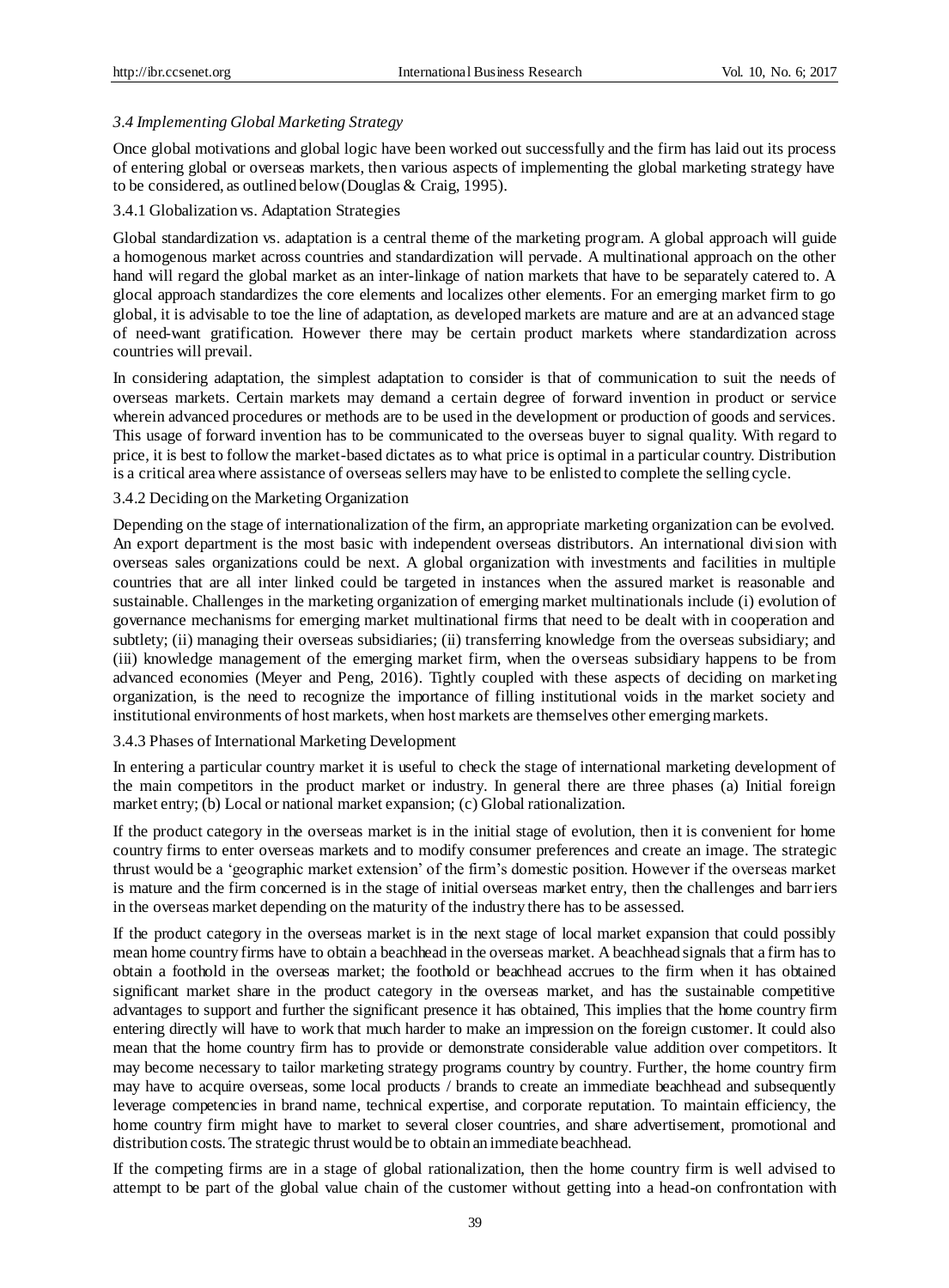### *3.4 Implementing Global Marketing Strategy*

Once global motivations and global logic have been worked out successfully and the firm has laid out its process of entering global or overseas markets, then various aspects of implementing the global marketing strategy have to be considered, as outlined below (Douglas & Craig, 1995).

#### 3.4.1 Globalization vs. Adaptation Strategies

Global standardization vs. adaptation is a central theme of the marketing program. A global approach will guide a homogenous market across countries and standardization will pervade. A multinational approach on the other hand will regard the global market as an inter-linkage of nation markets that have to be separately catered to. A glocal approach standardizes the core elements and localizes other elements. For an emerging market firm to go global, it is advisable to toe the line of adaptation, as developed markets are mature and are at an advanced stage of need-want gratification. However there may be certain product markets where standardization across countries will prevail.

In considering adaptation, the simplest adaptation to consider is that of communication to suit the needs of overseas markets. Certain markets may demand a certain degree of forward invention in product or service wherein advanced procedures or methods are to be used in the development or production of goods and services. This usage of forward invention has to be communicated to the overseas buyer to signal quality. With regard to price, it is best to follow the market-based dictates as to what price is optimal in a particular country. Distribution is a critical area where assistance of overseas sellers may have to be enlisted to complete the selling cycle.

#### 3.4.2 Deciding on the Marketing Organization

Depending on the stage of internationalization of the firm, an appropriate marketing organization can be evolved. An export department is the most basic with independent overseas distributors. An international division with overseas sales organizations could be next. A global organization with investments and facilities in multiple countries that are all inter linked could be targeted in instances when the assured market is reasonable and sustainable. Challenges in the marketing organization of emerging market multinationals include (i) evolution of governance mechanisms for emerging market multinational firms that need to be dealt with in cooperation and subtlety; (ii) managing their overseas subsidiaries; (ii) transferring knowledge from the overseas subsidiary; and (iii) knowledge management of the emerging market firm, when the overseas subsidiary happens to be from advanced economies (Meyer and Peng, 2016). Tightly coupled with these aspects of deciding on marketing organization, is the need to recognize the importance of filling institutional voids in the market society and institutional environments of host markets, when host markets are themselves other emerging markets.

#### 3.4.3 Phases of International Marketing Development

In entering a particular country market it is useful to check the stage of international marketing development of the main competitors in the product market or industry. In general there are three phases (a) Initial foreign market entry; (b) Local or national market expansion; (c) Global rationalization.

If the product category in the overseas market is in the initial stage of evolution, then it is convenient for home country firms to enter overseas markets and to modify consumer preferences and create an image. The strategic thrust would be a 'geographic market extension' of the firm's domestic position. However if the overseas market is mature and the firm concerned is in the stage of initial overseas market entry, then the challenges and barriers in the overseas market depending on the maturity of the industry there has to be assessed.

If the product category in the overseas market is in the next stage of local market expansion that could possibly mean home country firms have to obtain a beachhead in the overseas market. A beachhead signals that a firm has to obtain a foothold in the overseas market; the foothold or beachhead accrues to the firm when it has obtained significant market share in the product category in the overseas market, and has the sustainable competitive advantages to support and further the significant presence it has obtained, This implies that the home country firm entering directly will have to work that much harder to make an impression on the foreign customer. It could also mean that the home country firm has to provide or demonstrate considerable value addition over competitors. It may become necessary to tailor marketing strategy programs country by country. Further, the home country firm may have to acquire overseas, some local products / brands to create an immediate beachhead and subsequently leverage competencies in brand name, technical expertise, and corporate reputation. To maintain efficiency, the home country firm might have to market to several closer countries, and share advertisement, promotional and distribution costs. The strategic thrust would be to obtain an immediate beachhead.

If the competing firms are in a stage of global rationalization, then the home country firm is well advised to attempt to be part of the global value chain of the customer without getting into a head-on confrontation with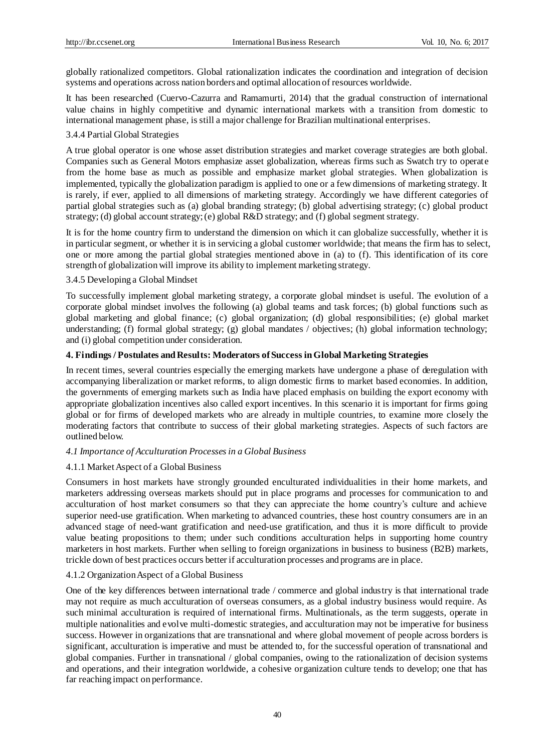globally rationalized competitors. Global rationalization indicates the coordination and integration of decision systems and operations across nation borders and optimal allocation of resources worldwide.

It has been researched (Cuervo-Cazurra and Ramamurti, 2014) that the gradual construction of international value chains in highly competitive and dynamic international markets with a transition from domestic to international management phase, is still a major challenge for Brazilian multinational enterprises.

#### 3.4.4 Partial Global Strategies

A true global operator is one whose asset distribution strategies and market coverage strategies are both global. Companies such as General Motors emphasize asset globalization, whereas firms such as Swatch try to operate from the home base as much as possible and emphasize market global strategies. When globalization is implemented, typically the globalization paradigm is applied to one or a few dimensions of marketing strategy. It is rarely, if ever, applied to all dimensions of marketing strategy. Accordingly we have different categories of partial global strategies such as (a) global branding strategy; (b) global advertising strategy; (c) global product strategy; (d) global account strategy; (e) global R&D strategy; and (f) global segment strategy.

It is for the home country firm to understand the dimension on which it can globalize successfully, whether it is in particular segment, or whether it is in servicing a global customer worldwide; that means the firm has to select, one or more among the partial global strategies mentioned above in (a) to (f). This identification of its core strength of globalization will improve its ability to implement marketing strategy.

#### 3.4.5 Developing a Global Mindset

To successfully implement global marketing strategy, a corporate global mindset is useful. The evolution of a corporate global mindset involves the following (a) global teams and task forces; (b) global functions such as global marketing and global finance; (c) global organization; (d) global responsibilities; (e) global market understanding; (f) formal global strategy; (g) global mandates / objectives; (h) global information technology; and (i) global competition under consideration.

## 4. Findings / Postulates and Results: Moderators of Success in Global Marketing Strategies

In recent times, several countries especially the emerging markets have undergone a phase of deregulation with accompanying liberalization or market reforms, to align domestic firms to market based economies. In addition, the governments of emerging markets such as India have placed emphasis on building the export economy with appropriate globalization incentives also called export incentives. In this scenario it is important for firms going global or for firms of developed markets who are already in multiple countries, to examine more closely the moderating factors that contribute to success of their global marketing strategies. Aspects of such factors are outlined below.

### *4.1 Importance of Acculturation Processes in a Global Business*

#### 4.1.1 Market Aspect of a Global Business

Consumers in host markets have strongly grounded enculturated individualities in their home markets, and marketers addressing overseas markets should put in place programs and processes for communication to and acculturation of host market consumers so that they can appreciate the home country's culture and achieve superior need-use gratification. When marketing to advanced countries, these host country consumers are in an advanced stage of need-want gratification and need-use gratification, and thus it is more difficult to provide value beating propositions to them; under such conditions acculturation helps in supporting home country marketers in host markets. Further when selling to foreign organizations in business to business (B2B) markets, trickle down of best practices occurs better if acculturation processes and programs are in place.

#### 4.1.2 Organization Aspect of a Global Business

One of the key differences between international trade / commerce and global industry is that international trade may not require as much acculturation of overseas consumers, as a global industry business would require. As such minimal acculturation is required of international firms. Multinationals, as the term suggests, operate in multiple nationalities and evolve multi-domestic strategies, and acculturation may not be imperative for business success. However in organizations that are transnational and where global movement of people across borders is significant, acculturation is imperative and must be attended to, for the successful operation of transnational and global companies. Further in transnational / global companies, owing to the rationalization of decision systems and operations, and their integration worldwide, a cohesive organization culture tends to develop; one that has far reaching impact on performance.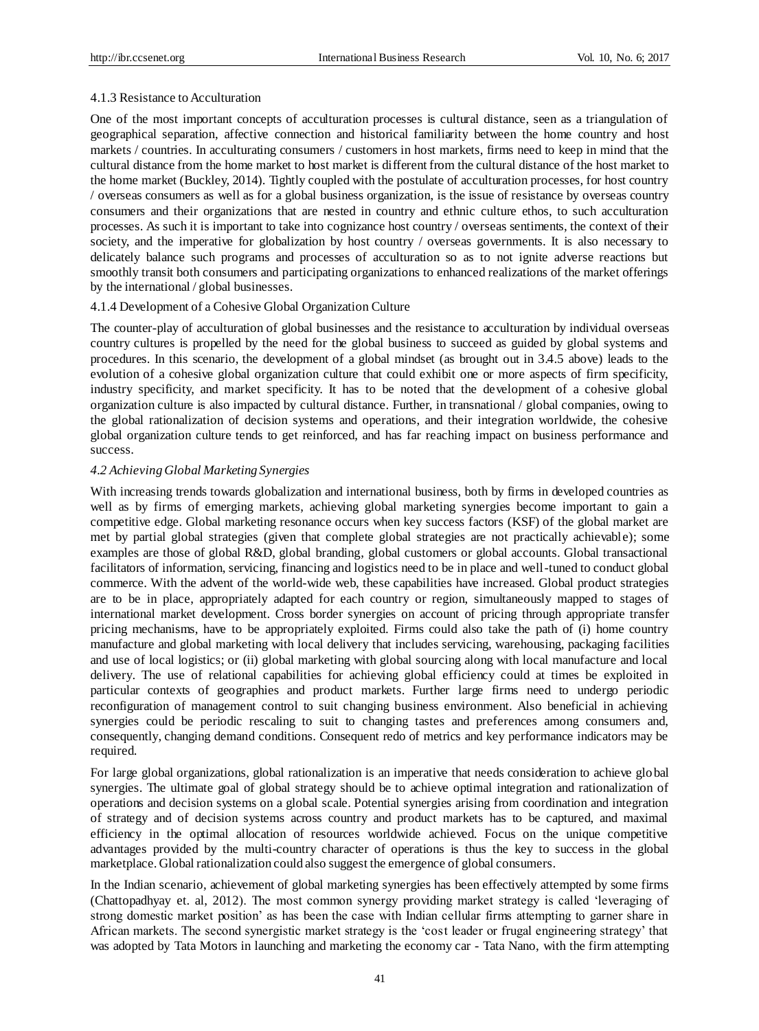#### 4.1.3 Resistance to Acculturation

One of the most important concepts of acculturation processes is cultural distance, seen as a triangulation of geographical separation, affective connection and historical familiarity between the home country and host markets / countries. In acculturating consumers / customers in host markets, firms need to keep in mind that the cultural distance from the home market to host market is different from the cultural distance of the host market to the home market (Buckley, 2014). Tightly coupled with the postulate of acculturation processes, for host country / overseas consumers as well as for a global business organization, is the issue of resistance by overseas country consumers and their organizations that are nested in country and ethnic culture ethos, to such acculturation processes. As such it is important to take into cognizance host country / overseas sentiments, the context of their society, and the imperative for globalization by host country / overseas governments. It is also necessary to delicately balance such programs and processes of acculturation so as to not ignite adverse reactions but smoothly transit both consumers and participating organizations to enhanced realizations of the market offerings by the international / global businesses.

#### 4.1.4 Development of a Cohesive Global Organization Culture

The counter-play of acculturation of global businesses and the resistance to acculturation by individual overseas country cultures is propelled by the need for the global business to succeed as guided by global systems and procedures. In this scenario, the development of a global mindset (as brought out in 3.4.5 above) leads to the evolution of a cohesive global organization culture that could exhibit one or more aspects of firm specificity, industry specificity, and market specificity. It has to be noted that the development of a cohesive global organization culture is also impacted by cultural distance. Further, in transnational / global companies, owing to the global rationalization of decision systems and operations, and their integration worldwide, the cohesive global organization culture tends to get reinforced, and has far reaching impact on business performance and success.

### *4.2 Achieving Global Marketing Synergies*

With increasing trends towards globalization and international business, both by firms in developed countries as well as by firms of emerging markets, achieving global marketing synergies become important to gain a competitive edge. Global marketing resonance occurs when key success factors (KSF) of the global market are met by partial global strategies (given that complete global strategies are not practically achievable); some examples are those of global R&D, global branding, global customers or global accounts. Global transactional facilitators of information, servicing, financing and logistics need to be in place and well-tuned to conduct global commerce. With the advent of the world-wide web, these capabilities have increased. Global product strategies are to be in place, appropriately adapted for each country or region, simultaneously mapped to stages of international market development. Cross border synergies on account of pricing through appropriate transfer pricing mechanisms, have to be appropriately exploited. Firms could also take the path of (i) home country manufacture and global marketing with local delivery that includes servicing, warehousing, packaging facilities and use of local logistics; or (ii) global marketing with global sourcing along with local manufacture and local delivery. The use of relational capabilities for achieving global efficiency could at times be exploited in particular contexts of geographies and product markets. Further large firms need to undergo periodic reconfiguration of management control to suit changing business environment. Also beneficial in achieving synergies could be periodic rescaling to suit to changing tastes and preferences among consumers and, consequently, changing demand conditions. Consequent redo of metrics and key performance indicators may be required.

For large global organizations, global rationalization is an imperative that needs consideration to achieve global synergies. The ultimate goal of global strategy should be to achieve optimal integration and rationalization of operations and decision systems on a global scale. Potential synergies arising from coordination and integration of strategy and of decision systems across country and product markets has to be captured, and maximal efficiency in the optimal allocation of resources worldwide achieved. Focus on the unique competitive advantages provided by the multi-country character of operations is thus the key to success in the global marketplace. Global rationalization could also suggest the emergence of global consumers.

In the Indian scenario, achievement of global marketing synergies has been effectively attempted by some firms (Chattopadhyay et. al, 2012). The most common synergy providing market strategy is called 'leveraging of strong domestic market position' as has been the case with Indian cellular firms attempting to garner share in African markets. The second synergistic market strategy is the 'cost leader or frugal engineering strategy' that was adopted by Tata Motors in launching and marketing the economy car - Tata Nano, with the firm attempting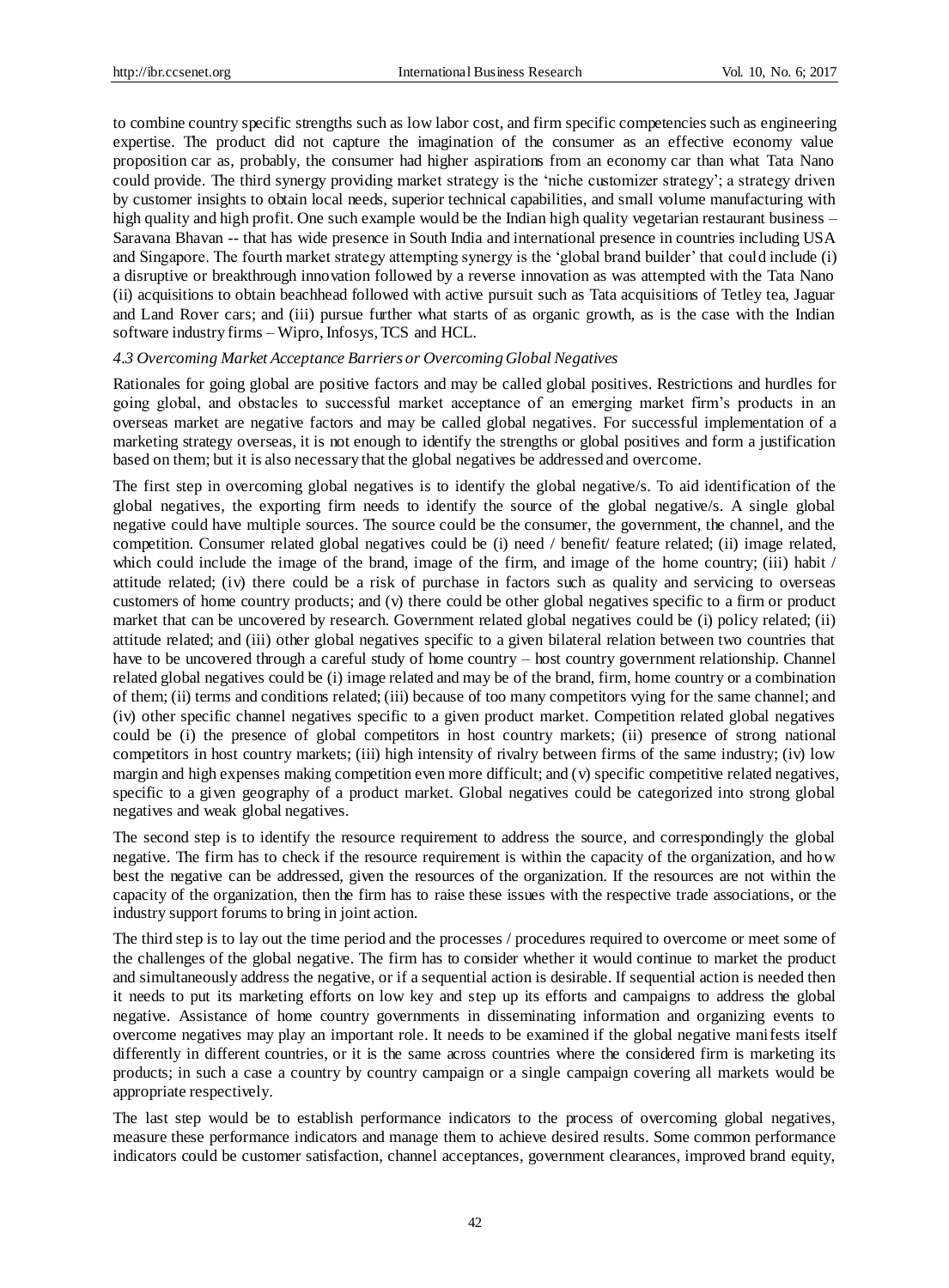to combine country specific strengths such as low labor cost, and firm specific competencies such as engineering expertise. The product did not capture the imagination of the consumer as an effective economy value proposition car as, probably, the consumer had higher aspirations from an economy car than what Tata Nano could provide. The third synergy providing market strategy is the 'niche customizer strategy'; a strategy driven by customer insights to obtain local needs, superior technical capabilities, and small volume manufacturing with high quality and high profit. One such example would be the Indian high quality vegetarian restaurant business – Saravana Bhavan -- that has wide presence in South India and international presence in countries including USA and Singapore. The fourth market strategy attempting synergy is the 'global brand builder' that could include (i) a disruptive or breakthrough innovation followed by a reverse innovation as was attempted with the Tata Nano (ii) acquisitions to obtain beachhead followed with active pursuit such as Tata acquisitions of Tetley tea, Jaguar and Land Rover cars; and (iii) pursue further what starts of as organic growth, as is the case with the Indian software industry firms – Wipro, Infosys, TCS and HCL.

### *4.3 Overcoming Market Acceptance Barriers or Overcoming Global Negatives*

Rationales for going global are positive factors and may be called global positives. Restrictions and hurdles for going global, and obstacles to successful market acceptance of an emerging market firm's products in an overseas market are negative factors and may be called global negatives. For successful implementation of a marketing strategy overseas, it is not enough to identify the strengths or global positives and form a justification based on them; but it is also necessary that the global negatives be addressed and overcome.

The first step in overcoming global negatives is to identify the global negative/s. To aid identification of the global negatives, the exporting firm needs to identify the source of the global negative/s. A single global negative could have multiple sources. The source could be the consumer, the government, the channel, and the competition. Consumer related global negatives could be (i) need / benefit/ feature related; (ii) image related, which could include the image of the brand, image of the firm, and image of the home country; (iii) habit / attitude related; (iv) there could be a risk of purchase in factors such as quality and servicing to overseas customers of home country products; and (v) there could be other global negatives specific to a firm or product market that can be uncovered by research. Government related global negatives could be (i) policy related; (ii) attitude related; and (iii) other global negatives specific to a given bilateral relation between two countries that have to be uncovered through a careful study of home country – host country government relationship. Channel related global negatives could be (i) image related and may be of the brand, firm, home country or a combination of them; (ii) terms and conditions related; (iii) because of too many competitors vying for the same channel; and (iv) other specific channel negatives specific to a given product market. Competition related global negatives could be (i) the presence of global competitors in host country markets; (ii) presence of strong national competitors in host country markets; (iii) high intensity of rivalry between firms of the same industry; (iv) low margin and high expenses making competition even more difficult; and (v) specific competitive related negatives, specific to a given geography of a product market. Global negatives could be categorized into strong global negatives and weak global negatives.

The second step is to identify the resource requirement to address the source, and correspondingly the global negative. The firm has to check if the resource requirement is within the capacity of the organization, and how best the negative can be addressed, given the resources of the organization. If the resources are not within the capacity of the organization, then the firm has to raise these issues with the respective trade associations, or the industry support forums to bring in joint action.

The third step is to lay out the time period and the processes / procedures required to overcome or meet some of the challenges of the global negative. The firm has to consider whether it would continue to market the product and simultaneously address the negative, or if a sequential action is desirable. If sequential action is needed then it needs to put its marketing efforts on low key and step up its efforts and campaigns to address the global negative. Assistance of home country governments in disseminating information and organizing events to overcome negatives may play an important role. It needs to be examined if the global negative manifests itself differently in different countries, or it is the same across countries where the considered firm is marketing its products; in such a case a country by country campaign or a single campaign covering all markets would be appropriate respectively.

The last step would be to establish performance indicators to the process of overcoming global negatives, measure these performance indicators and manage them to achieve desired results. Some common performance indicators could be customer satisfaction, channel acceptances, government clearances, improved brand equity,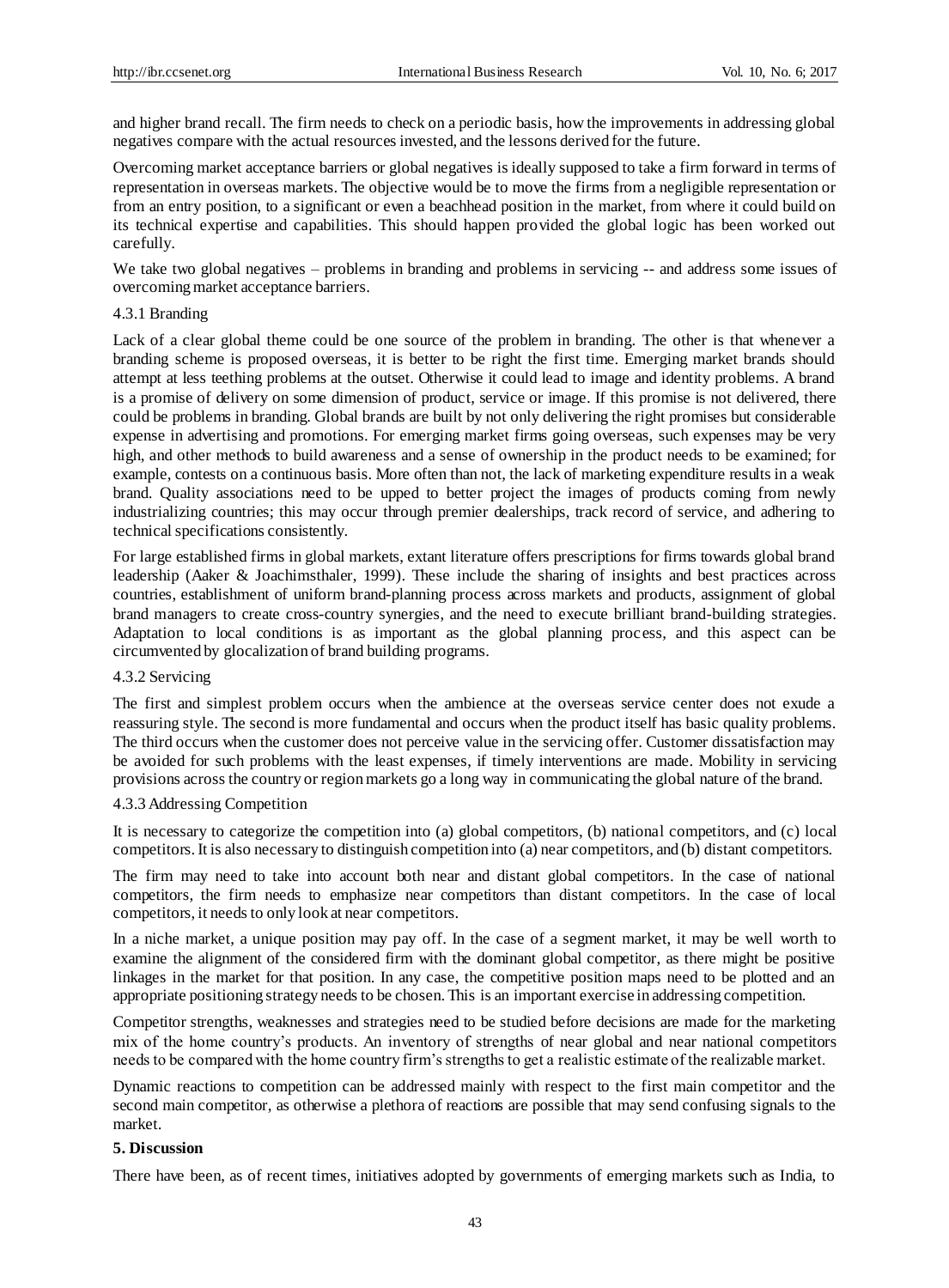and higher brand recall. The firm needs to check on a periodic basis, how the improvements in addressing global negatives compare with the actual resources invested, and the lessons derived for the future.

Overcoming market acceptance barriers or global negatives is ideally supposed to take a firm forward in terms of representation in overseas markets. The objective would be to move the firms from a negligible representation or from an entry position, to a significant or even a beachhead position in the market, from where it could build on its technical expertise and capabilities. This should happen provided the global logic has been worked out carefully.

We take two global negatives – problems in branding and problems in servicing -- and address some issues of overcoming market acceptance barriers.

#### 4.3.1 Branding

Lack of a clear global theme could be one source of the problem in branding. The other is that whenever a branding scheme is proposed overseas, it is better to be right the first time. Emerging market brands should attempt at less teething problems at the outset. Otherwise it could lead to image and identity problems. A brand is a promise of delivery on some dimension of product, service or image. If this promise is not delivered, there could be problems in branding. Global brands are built by not only delivering the right promises but considerable expense in advertising and promotions. For emerging market firms going overseas, such expenses may be very high, and other methods to build awareness and a sense of ownership in the product needs to be examined; for example, contests on a continuous basis. More often than not, the lack of marketing expenditure results in a weak brand. Quality associations need to be upped to better project the images of products coming from newly industrializing countries; this may occur through premier dealerships, track record of service, and adhering to technical specifications consistently.

For large established firms in global markets, extant literature offers prescriptions for firms towards global brand leadership (Aaker & Joachimsthaler, 1999). These include the sharing of insights and best practices across countries, establishment of uniform brand-planning process across markets and products, assignment of global brand managers to create cross-country synergies, and the need to execute brilliant brand-building strategies. Adaptation to local conditions is as important as the global planning process, and this aspect can be circumvented by glocalization of brand building programs.

#### 4.3.2 Servicing

The first and simplest problem occurs when the ambience at the overseas service center does not exude a reassuring style. The second is more fundamental and occurs when the product itself has basic quality problems. The third occurs when the customer does not perceive value in the servicing offer. Customer dissatisfaction may be avoided for such problems with the least expenses, if timely interventions are made. Mobility in servicing provisions across the country or region markets go a long way in communicating the global nature of the brand.

#### 4.3.3 Addressing Competition

It is necessary to categorize the competition into (a) global competitors, (b) national competitors, and (c) local competitors. It is also necessary to distinguish competition into (a) near competitors, and (b) distant competitors.

The firm may need to take into account both near and distant global competitors. In the case of national competitors, the firm needs to emphasize near competitors than distant competitors. In the case of local competitors, it needs to only look at near competitors.

In a niche market, a unique position may pay off. In the case of a segment market, it may be well worth to examine the alignment of the considered firm with the dominant global competitor, as there might be positive linkages in the market for that position. In any case, the competitive position maps need to be plotted and an appropriate positioning strategy needs to be chosen. This is an important exercise in addressing competition.

Competitor strengths, weaknesses and strategies need to be studied before decisions are made for the marketing mix of the home country's products. An inventory of strengths of near global and near national competitors needs to be compared with the home country firm's strengths to get a realistic estimate of the realizable market.

Dynamic reactions to competition can be addressed mainly with respect to the first main competitor and the second main competitor, as otherwise a plethora of reactions are possible that may send confusing signals to the market.

## 5. Discussion

There have been, as of recent times, initiatives adopted by governments of emerging markets such as India, to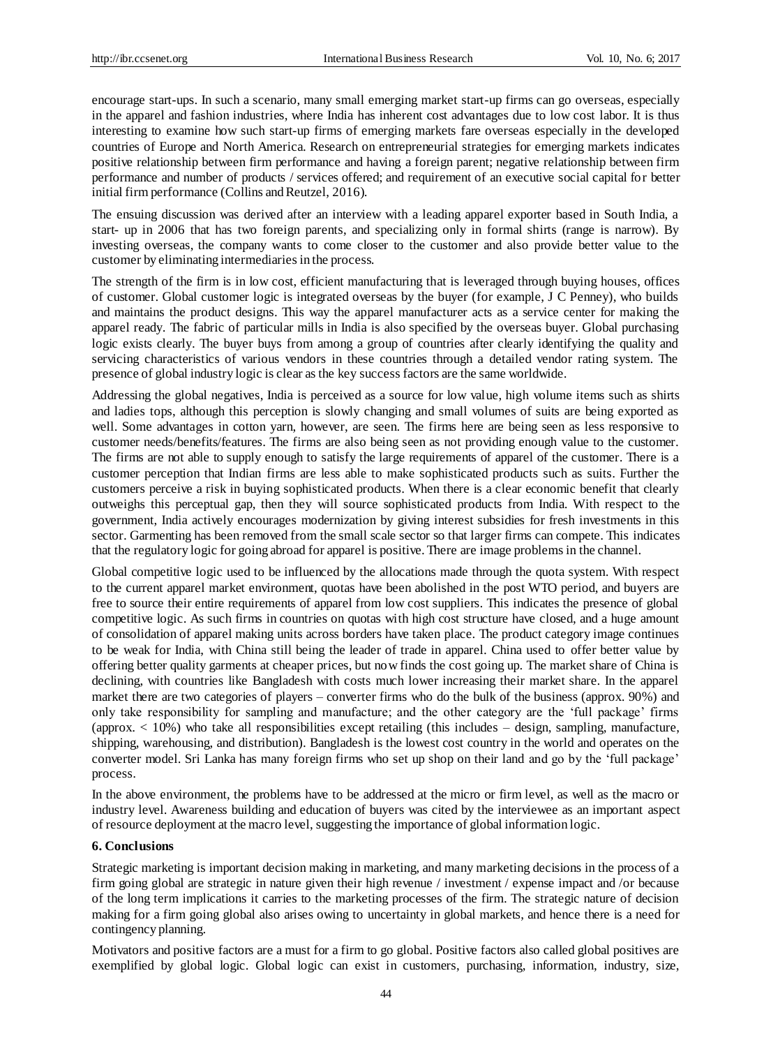encourage start-ups. In such a scenario, many small emerging market start-up firms can go overseas, especially in the apparel and fashion industries, where India has inherent cost advantages due to low cost labor. It is thus interesting to examine how such start-up firms of emerging markets fare overseas especially in the developed countries of Europe and North America. Research on entrepreneurial strategies for emerging markets indicates positive relationship between firm performance and having a foreign parent; negative relationship between firm performance and number of products / services offered; and requirement of an executive social capital for better initial firm performance (Collins and Reutzel, 2016).

The ensuing discussion was derived after an interview with a leading apparel exporter based in South India, a start- up in 2006 that has two foreign parents, and specializing only in formal shirts (range is narrow). By investing overseas, the company wants to come closer to the customer and also provide better value to the customer by eliminating intermediaries in the process.

The strength of the firm is in low cost, efficient manufacturing that is leveraged through buying houses, offices of customer. Global customer logic is integrated overseas by the buyer (for example, J C Penney), who builds and maintains the product designs. This way the apparel manufacturer acts as a service center for making the apparel ready. The fabric of particular mills in India is also specified by the overseas buyer. Global purchasing logic exists clearly. The buyer buys from among a group of countries after clearly identifying the quality and servicing characteristics of various vendors in these countries through a detailed vendor rating system. The presence of global industry logic is clear as the key success factors are the same worldwide.

Addressing the global negatives, India is perceived as a source for low value, high volume items such as shirts and ladies tops, although this perception is slowly changing and small volumes of suits are being exported as well. Some advantages in cotton yarn, however, are seen. The firms here are being seen as less responsive to customer needs/benefits/features. The firms are also being seen as not providing enough value to the customer. The firms are not able to supply enough to satisfy the large requirements of apparel of the customer. There is a customer perception that Indian firms are less able to make sophisticated products such as suits. Further the customers perceive a risk in buying sophisticated products. When there is a clear economic benefit that clearly outweighs this perceptual gap, then they will source sophisticated products from India. With respect to the government, India actively encourages modernization by giving interest subsidies for fresh investments in this sector. Garmenting has been removed from the small scale sector so that larger firms can compete. This indicates that the regulatory logic for going abroad for apparel is positive. There are image problems in the channel.

Global competitive logic used to be influenced by the allocations made through the quota system. With respect to the current apparel market environment, quotas have been abolished in the post WTO period, and buyers are free to source their entire requirements of apparel from low cost suppliers. This indicates the presence of global competitive logic. As such firms in countries on quotas with high cost structure have closed, and a huge amount of consolidation of apparel making units across borders have taken place. The product category image continues to be weak for India, with China still being the leader of trade in apparel. China used to offer better value by offering better quality garments at cheaper prices, but now finds the cost going up. The market share of China is declining, with countries like Bangladesh with costs much lower increasing their market share. In the apparel market there are two categories of players – converter firms who do the bulk of the business (approx. 90%) and only take responsibility for sampling and manufacture; and the other category are the 'full package' firms (approx. < 10%) who take all responsibilities except retailing (this includes – design, sampling, manufacture, shipping, warehousing, and distribution). Bangladesh is the lowest cost country in the world and operates on the converter model. Sri Lanka has many foreign firms who set up shop on their land and go by the 'full package' process.

In the above environment, the problems have to be addressed at the micro or firm level, as well as the macro or industry level. Awareness building and education of buyers was cited by the interviewee as an important aspect of resource deployment at the macro level, suggesting the importance of global information logic.

## 6. Conclusions

Strategic marketing is important decision making in marketing, and many marketing decisions in the process of a firm going global are strategic in nature given their high revenue / investment / expense impact and /or because of the long term implications it carries to the marketing processes of the firm. The strategic nature of decision making for a firm going global also arises owing to uncertainty in global markets, and hence there is a need for contingency planning.

Motivators and positive factors are a must for a firm to go global. Positive factors also called global positives are exemplified by global logic. Global logic can exist in customers, purchasing, information, industry, size,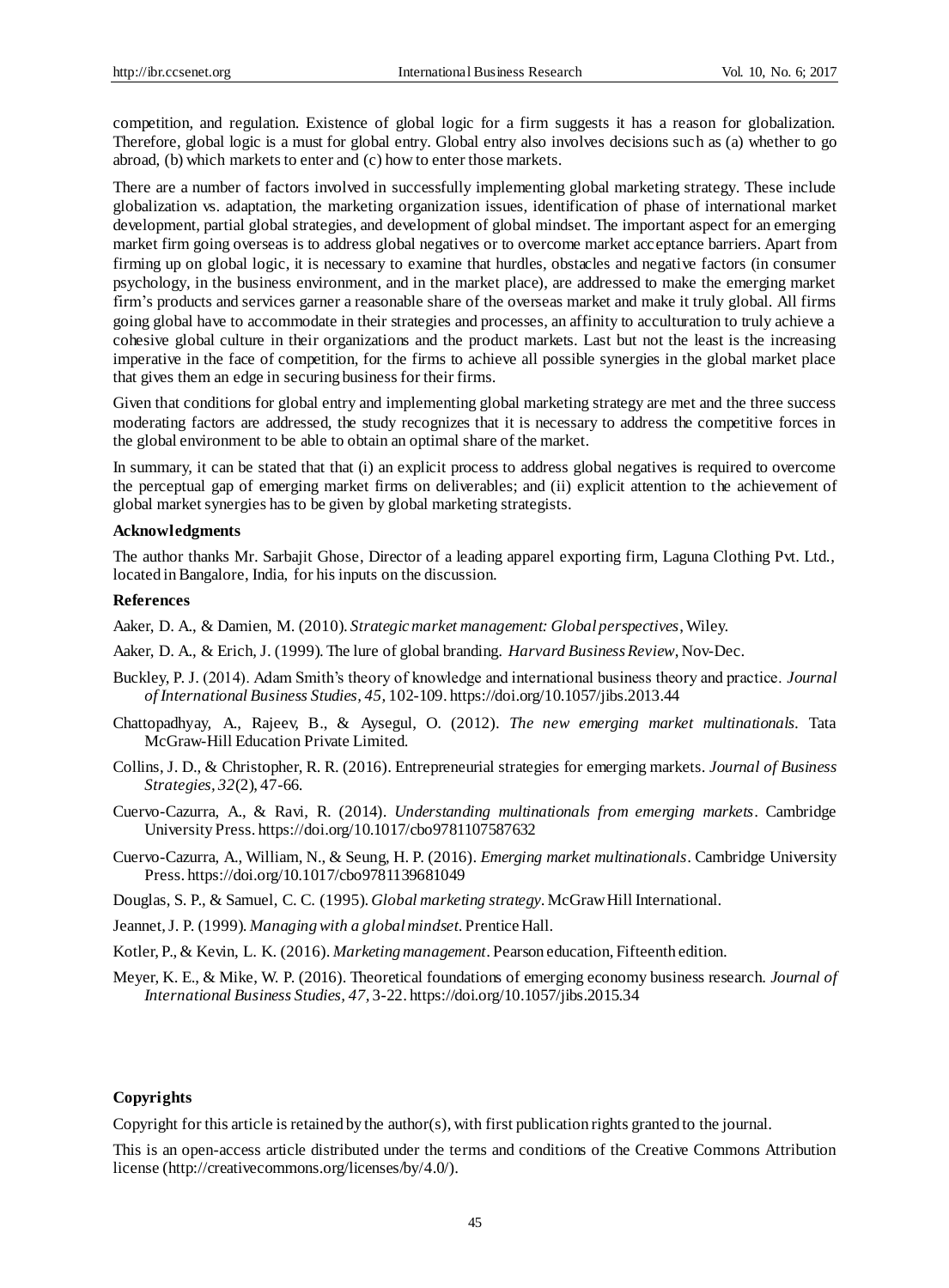competition, and regulation. Existence of global logic for a firm suggests it has a reason for globalization. Therefore, global logic is a must for global entry. Global entry also involves decisions such as (a) whether to go abroad, (b) which markets to enter and (c) how to enter those markets.

There are a number of factors involved in successfully implementing global marketing strategy. These include globalization vs. adaptation, the marketing organization issues, identification of phase of international market development, partial global strategies, and development of global mindset. The important aspect for an emerging market firm going overseas is to address global negatives or to overcome market acceptance barriers. Apart from firming up on global logic, it is necessary to examine that hurdles, obstacles and negative factors (in consumer psychology, in the business environment, and in the market place), are addressed to make the emerging market firm's products and services garner a reasonable share of the overseas market and make it truly global. All firms going global have to accommodate in their strategies and processes, an affinity to acculturation to truly achieve a cohesive global culture in their organizations and the product markets. Last but not the least is the increasing imperative in the face of competition, for the firms to achieve all possible synergies in the global market place that gives them an edge in securing business for their firms.

Given that conditions for global entry and implementing global marketing strategy are met and the three success moderating factors are addressed, the study recognizes that it is necessary to address the competitive forces in the global environment to be able to obtain an optimal share of the market.

In summary, it can be stated that that (i) an explicit process to address global negatives is required to overcome the perceptual gap of emerging market firms on deliverables; and (ii) explicit attention to the achievement of global market synergies has to be given by global marketing strategists.

### Acknowledgments

The author thanks Mr. Sarbajit Ghose, Director of a leading apparel exporting firm, Laguna Clothing Pvt. Ltd., located in Bangalore, India, for his inputs on the discussion.

### References

Aaker, D. A., & Damien, M. (2010). *Strategic market management: Global perspectives*, Wiley.

Aaker, D. A., & Erich, J. (1999). The lure of global branding. *Harvard Business Review*, Nov-Dec.

Buckley, P. J. (2014). Adam Smith's theory of knowledge and international business theory and practice. *Journal of International Business Studies*, *45*, 102-109. https://doi.org/10.1057/jibs.2013.44

Chattopadhyay, A., Rajeev, B., & Aysegul, O. (2012). *The new emerging market multinationals*. Tata McGraw-Hill Education Private Limited.

Collins, J. D., & Christopher, R. R. (2016). Entrepreneurial strategies for emerging markets. *Journal of Business Strategies*, *32*(2), 47-66.

Cuervo-Cazurra, A., & Ravi, R. (2014). *Understanding multinationals from emerging markets*. Cambridge University Press. https://doi.org/10.1017/cbo9781107587632

Cuervo-Cazurra, A., William, N., & Seung, H. P. (2016). *Emerging market multinationals*. Cambridge University Press. https://doi.org/10.1017/cbo9781139681049

Douglas, S. P., & Samuel, C. C. (1995). *Global marketing strategy*. McGraw Hill International.

Jeannet, J. P. (1999). *Managing with a global mindset*. Prentice Hall.

Kotler, P., & Kevin, L. K. (2016). *Marketing management*. Pearson education, Fifteenth edition.

Meyer, K. E., & Mike, W. P. (2016). Theoretical foundations of emerging economy business research. *Journal of International Business Studies*, *47*, 3-22. https://doi.org/10.1057/jibs.2015.34

### Copyrights

Copyright for this article is retained by the author(s), with first publication rights granted to the journal.

This is an open-access article distributed under the terms and conditions of the Creative Commons Attribution license (http://creativecommons.org/licenses/by/4.0/).